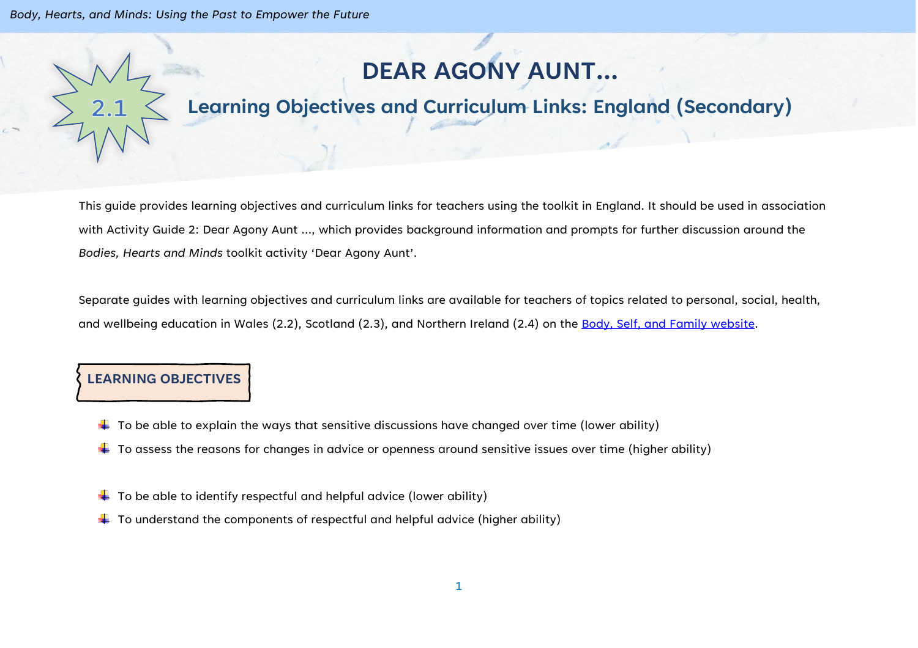# DEAR AGONY AUNT…

## 2.1 Learning Objectives and Curriculum Links: England (Secondary)

This guide provides learning objectives and curriculum links for teachers using the toolkit in England. It should be used in association with Activity Guide 2: Dear Agony Aunt ..., which provides background information and prompts for further discussion around the *Bodies, Hearts and Minds* toolkit activity 'Dear Agony Aunt'.

Separate guides with learning objectives and curriculum links are available for teachers of topics related to personal, social, health, and wellbeing education in Wales (2.2), Scotland (2.3), and Northern Ireland (2.4) on the [Body, Self, and Family website](#).

### LEARNING OBJECTIVES

- To be able to explain the ways that sensitive discussions have changed over time (lower ability)
- To assess the reasons for changes in advice or openness around sensitive issues over time (higher ability)

- To be able to identify respectful and helpful advice (lower ability)
- To understand the components of respectful and helpful advice (higher ability)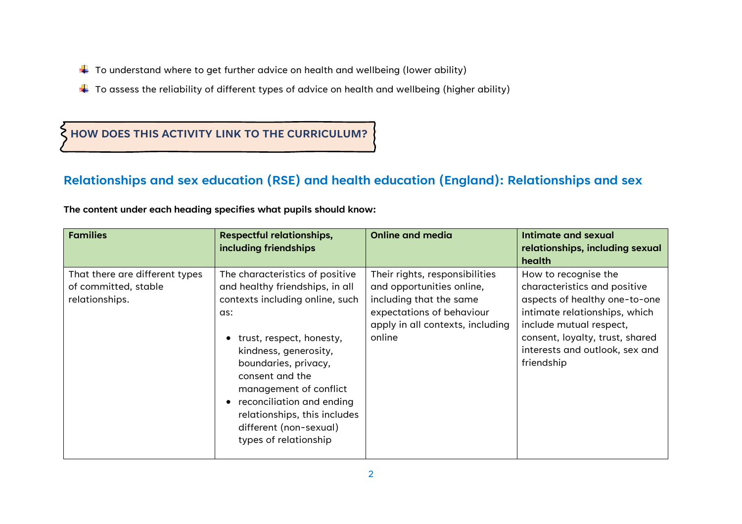- To understand where to get further advice on health and wellbeing (lower ability)
- To assess the reliability of different types of advice on health and wellbeing (higher ability)

## HOW DOES THIS ACTIVITY LINK TO THE CURRICULUM?

## Relationships and sex education (RSE) and health education (England): Relationships and sex

**The content under each heading specifies what pupils should know:**

| Families | Respectful relationships, including friendships | Online and media | Intimate and sexual relationships, including sexual health |
|---|---|---|---|
| That there are different types of committed, stable relationships. | The characteristics of positive and healthy friendships, in all contexts including online, such as:<br>• trust, respect, honesty, kindness, generosity, boundaries, privacy, consent and the management of conflict<br>• reconciliation and ending relationships, this includes different (non-sexual) types of relationship | Their rights, responsibilities and opportunities online, including that the same expectations of behaviour apply in all contexts, including online | How to recognise the characteristics and positive aspects of healthy one-to-one intimate relationships, which include mutual respect, consent, loyalty, trust, shared interests and outlook, sex and friendship |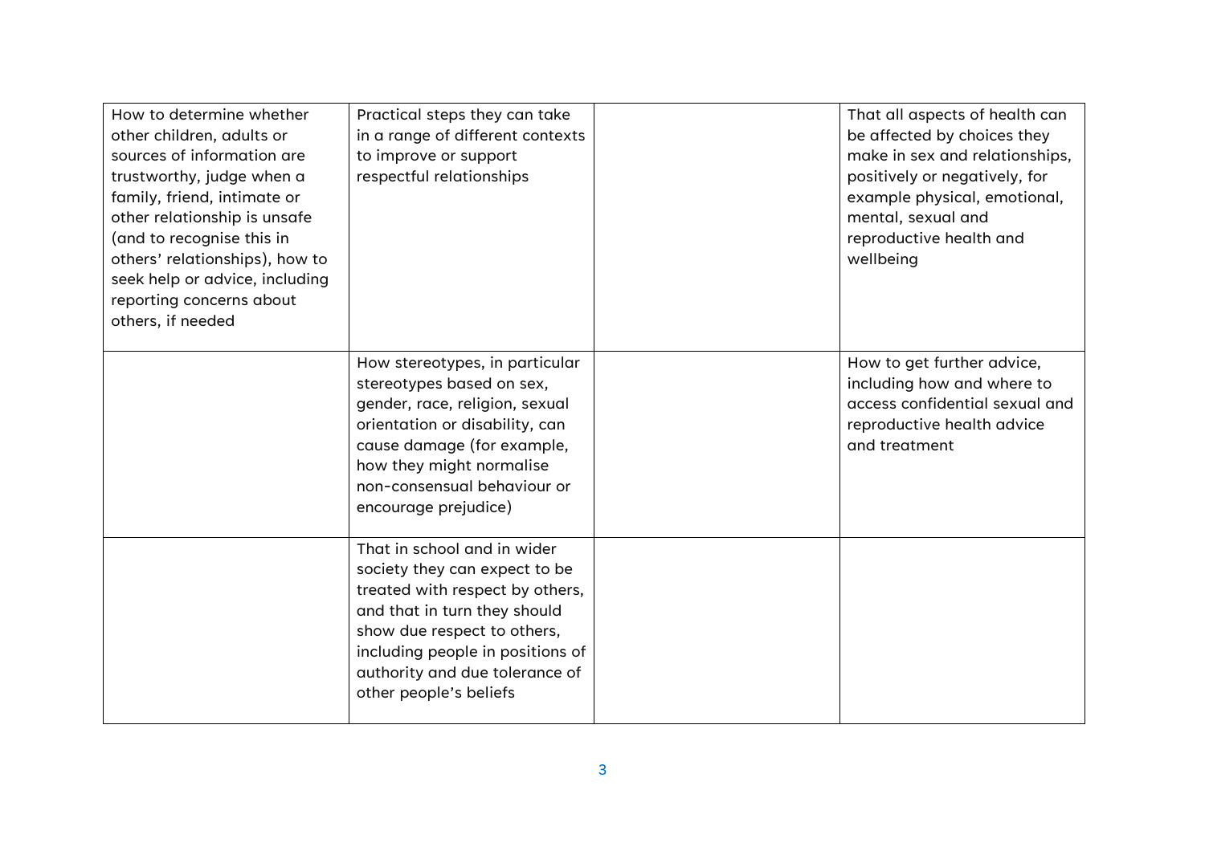| | | | |
|---|---|---|---|
| How to determine whether other children, adults or sources of information are trustworthy, judge when a family, friend, intimate or other relationship is unsafe (and to recognise this in others' relationships), how to seek help or advice, including reporting concerns about others, if needed | Practical steps they can take in a range of different contexts to improve or support respectful relationships | | That all aspects of health can be affected by choices they make in sex and relationships, positively or negatively, for example physical, emotional, mental, sexual and reproductive health and wellbeing |
| | How stereotypes, in particular stereotypes based on sex, gender, race, religion, sexual orientation or disability, can cause damage (for example, how they might normalise non-consensual behaviour or encourage prejudice) | | How to get further advice, including how and where to access confidential sexual and reproductive health advice and treatment |
| | That in school and in wider society they can expect to be treated with respect by others, and that in turn they should show due respect to others, including people in positions of authority and due tolerance of other people's beliefs | | |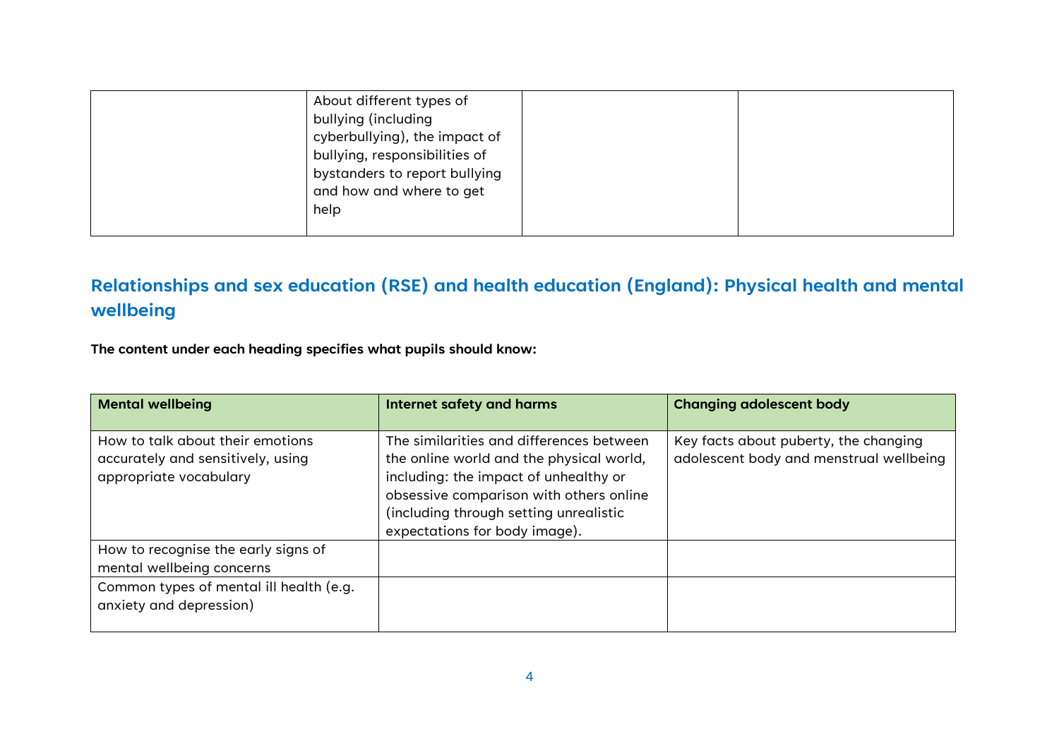| | | | |
|---|---|---|---|
| | About different types of bullying (including cyberbullying), the impact of bullying, responsibilities of bystanders to report bullying and how and where to get help | | |

## Relationships and sex education (RSE) and health education (England): Physical health and mental wellbeing

**The content under each heading specifies what pupils should know:**

| Mental wellbeing | Internet safety and harms | Changing adolescent body |
|---|---|---|
| How to talk about their emotions accurately and sensitively, using appropriate vocabulary | The similarities and differences between the online world and the physical world, including: the impact of unhealthy or obsessive comparison with others online (including through setting unrealistic expectations for body image). | Key facts about puberty, the changing adolescent body and menstrual wellbeing |
| How to recognise the early signs of mental wellbeing concerns | | |
| Common types of mental ill health (e.g. anxiety and depression) | | |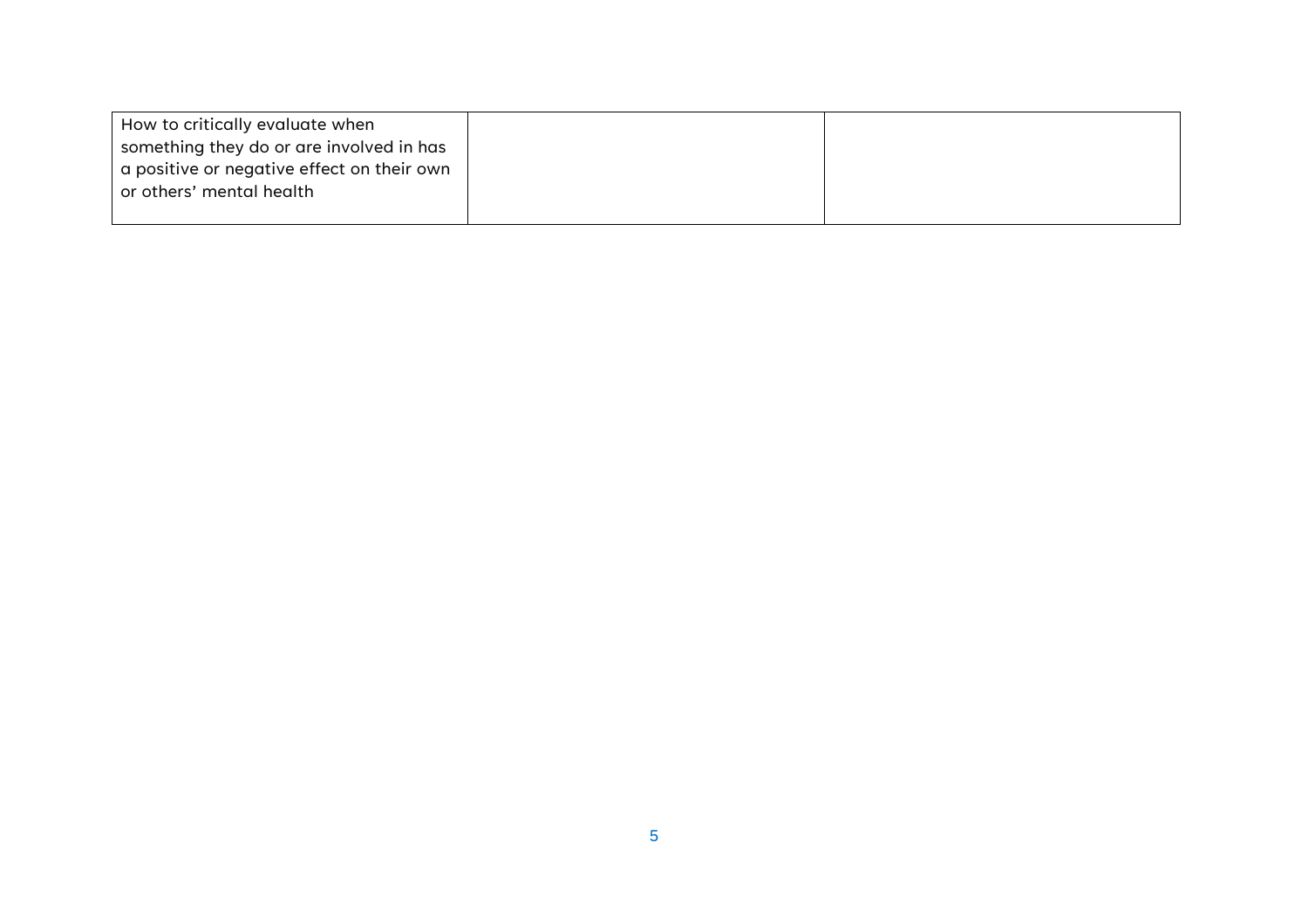| | | |
|---|---|---|
| How to critically evaluate when something they do or are involved in has a positive or negative effect on their own or others' mental health | | |